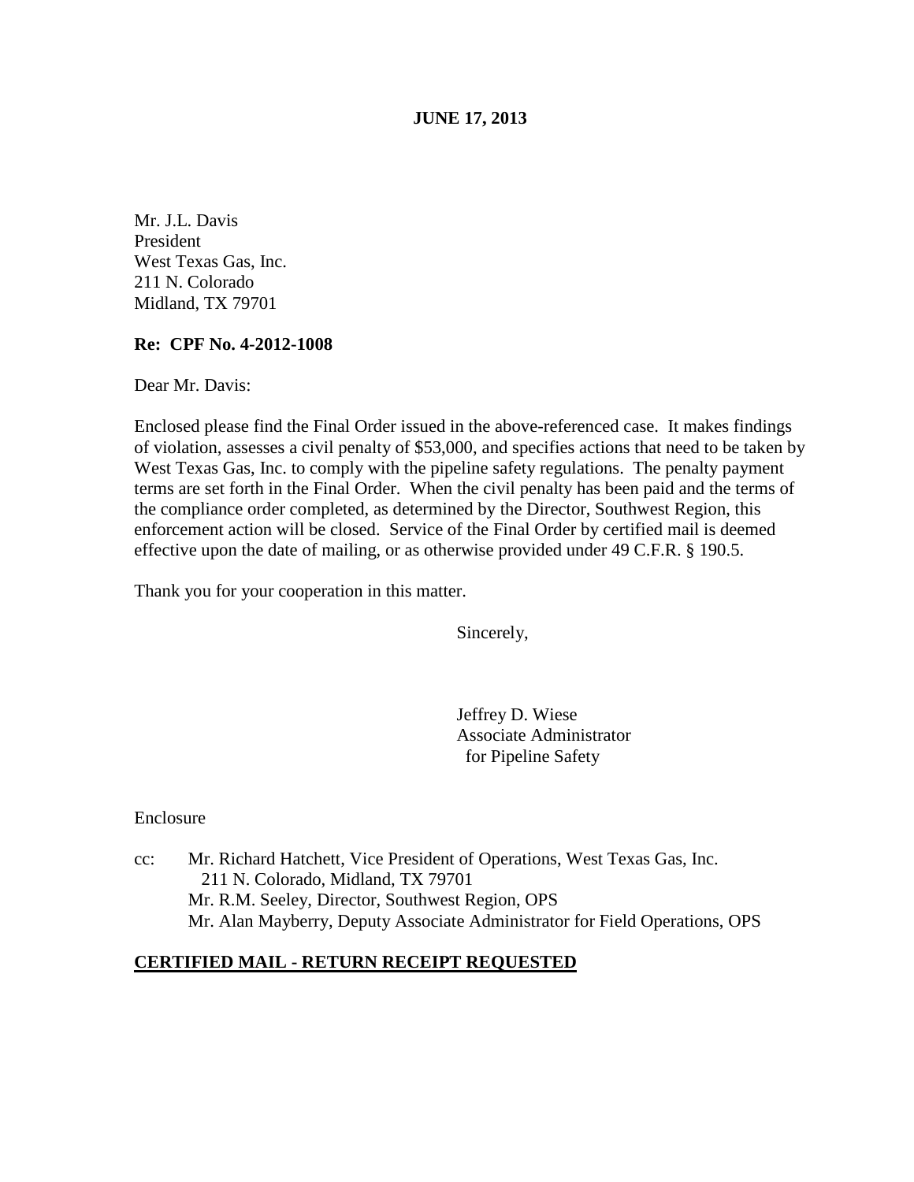**JUNE 17, 2013**

Mr. J.L. Davis
President
West Texas Gas, Inc.
211 N. Colorado
Midland, TX 79701

**Re: CPF No. 4-2012-1008**

Dear Mr. Davis:

Enclosed please find the Final Order issued in the above-referenced case. It makes findings of violation, assesses a civil penalty of $53,000, and specifies actions that need to be taken by West Texas Gas, Inc. to comply with the pipeline safety regulations. The penalty payment terms are set forth in the Final Order. When the civil penalty has been paid and the terms of the compliance order completed, as determined by the Director, Southwest Region, this enforcement action will be closed. Service of the Final Order by certified mail is deemed effective upon the date of mailing, or as otherwise provided under 49 C.F.R. § 190.5.

Thank you for your cooperation in this matter.

Sincerely,

Jeffrey D. Wiese
Associate Administrator
for Pipeline Safety

Enclosure

cc: Mr. Richard Hatchett, Vice President of Operations, West Texas Gas, Inc.
211 N. Colorado, Midland, TX 79701
Mr. R.M. Seeley, Director, Southwest Region, OPS
Mr. Alan Mayberry, Deputy Associate Administrator for Field Operations, OPS

**CERTIFIED MAIL - RETURN RECEIPT REQUESTED**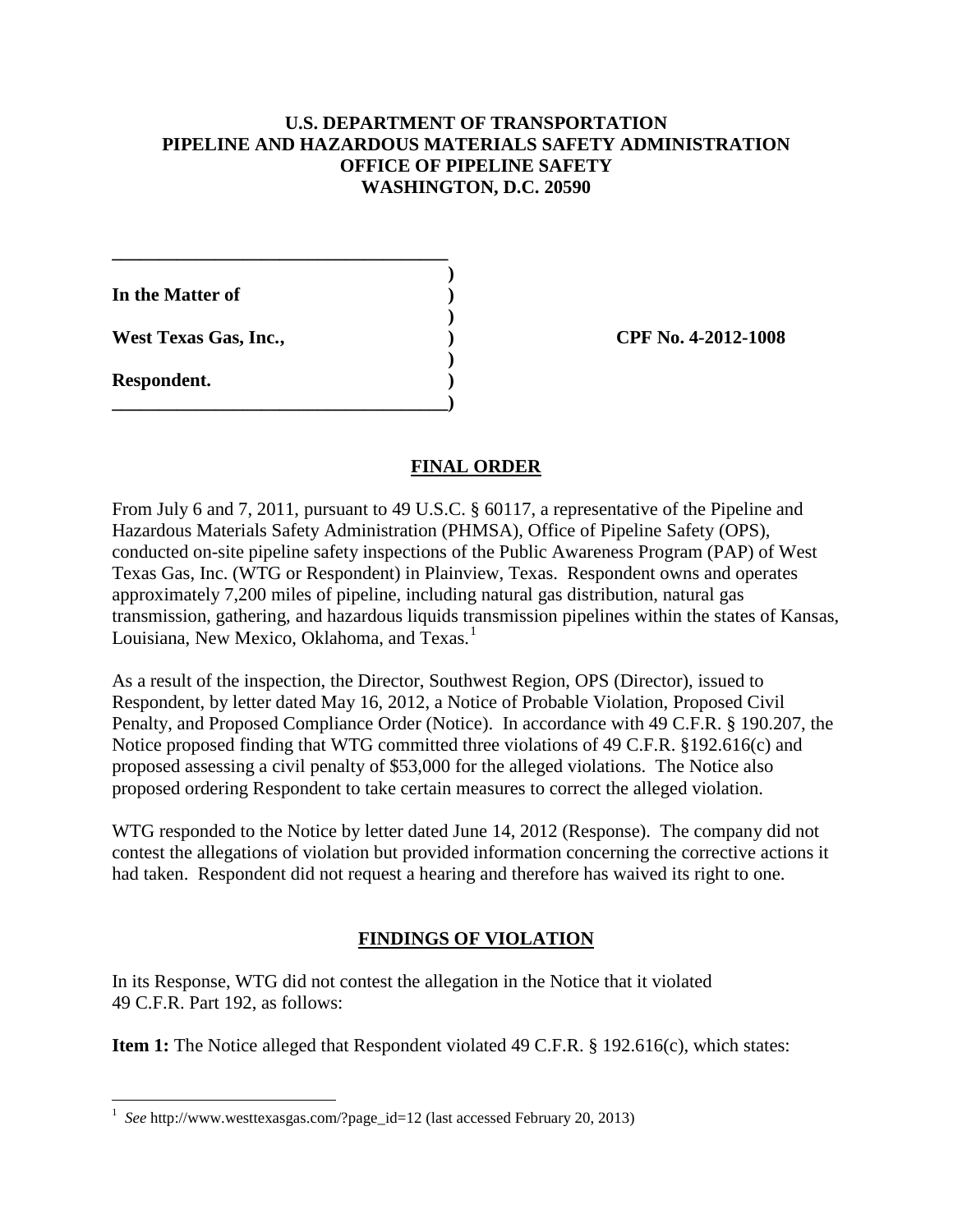**U.S. DEPARTMENT OF TRANSPORTATION**
**PIPELINE AND HAZARDOUS MATERIALS SAFETY ADMINISTRATION**
**OFFICE OF PIPELINE SAFETY**
**WASHINGTON, D.C. 20590**

| | |
|---|---|
| **In the Matter of** | |
| **West Texas Gas, Inc.,** | **CPF No. 4-2012-1008** |
| **Respondent.** | |

## FINAL ORDER

From July 6 and 7, 2011, pursuant to 49 U.S.C. § 60117, a representative of the Pipeline and Hazardous Materials Safety Administration (PHMSA), Office of Pipeline Safety (OPS), conducted on-site pipeline safety inspections of the Public Awareness Program (PAP) of West Texas Gas, Inc. (WTG or Respondent) in Plainview, Texas. Respondent owns and operates approximately 7,200 miles of pipeline, including natural gas distribution, natural gas transmission, gathering, and hazardous liquids transmission pipelines within the states of Kansas, Louisiana, New Mexico, Oklahoma, and Texas.[1]

As a result of the inspection, the Director, Southwest Region, OPS (Director), issued to Respondent, by letter dated May 16, 2012, a Notice of Probable Violation, Proposed Civil Penalty, and Proposed Compliance Order (Notice). In accordance with 49 C.F.R. § 190.207, the Notice proposed finding that WTG committed three violations of 49 C.F.R. §192.616(c) and proposed assessing a civil penalty of $53,000 for the alleged violations. The Notice also proposed ordering Respondent to take certain measures to correct the alleged violation.

WTG responded to the Notice by letter dated June 14, 2012 (Response). The company did not contest the allegations of violation but provided information concerning the corrective actions it had taken. Respondent did not request a hearing and therefore has waived its right to one.

## FINDINGS OF VIOLATION

In its Response, WTG did not contest the allegation in the Notice that it violated 49 C.F.R. Part 192, as follows:

**Item 1:** The Notice alleged that Respondent violated 49 C.F.R. § 192.616(c), which states:

[1] *See* http://www.westtexasgas.com/?page_id=12 (last accessed February 20, 2013)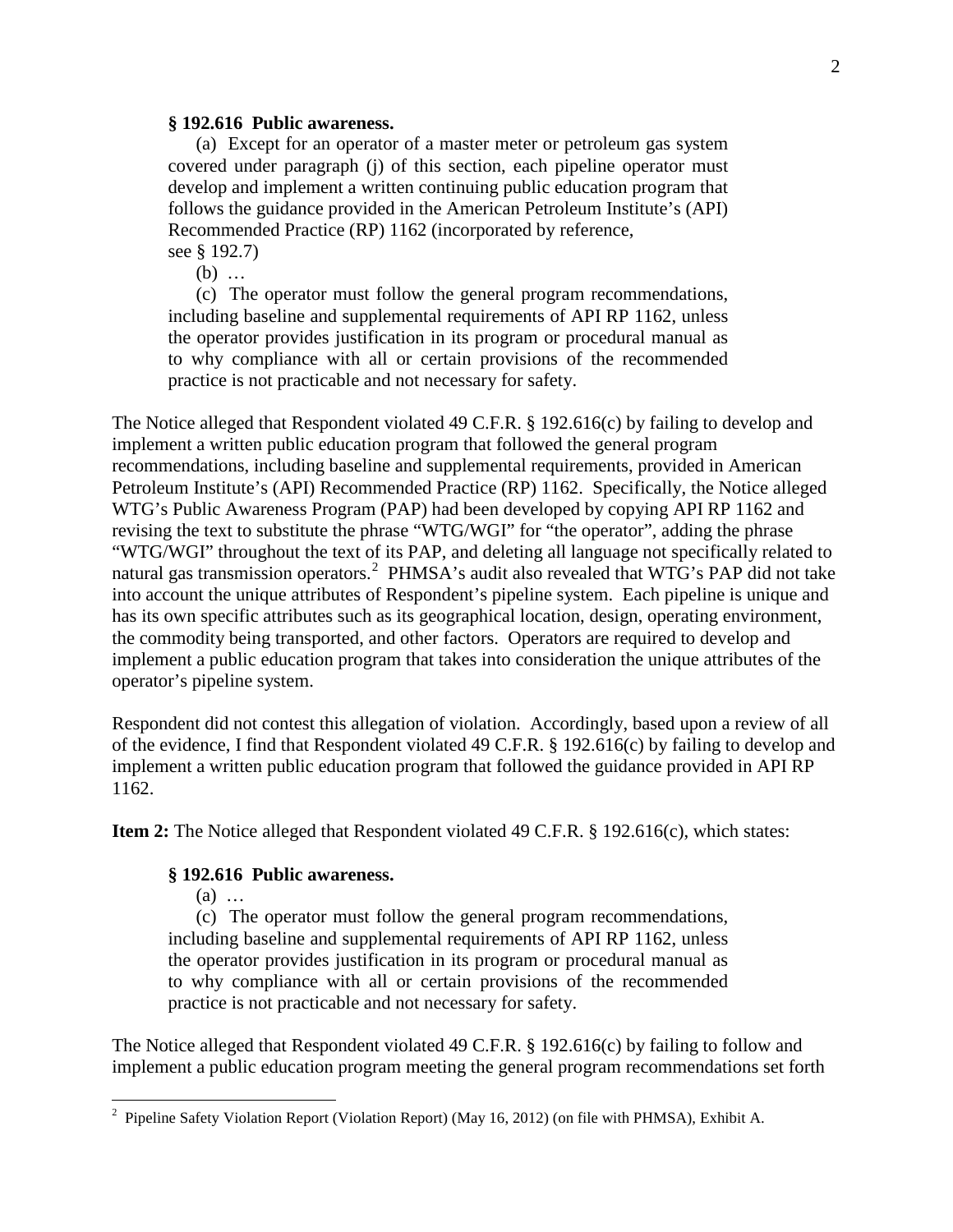**§ 192.616 Public awareness.**

(a) Except for an operator of a master meter or petroleum gas system covered under paragraph (j) of this section, each pipeline operator must develop and implement a written continuing public education program that follows the guidance provided in the American Petroleum Institute's (API) Recommended Practice (RP) 1162 (incorporated by reference, see § 192.7)

(b) …

(c) The operator must follow the general program recommendations, including baseline and supplemental requirements of API RP 1162, unless the operator provides justification in its program or procedural manual as to why compliance with all or certain provisions of the recommended practice is not practicable and not necessary for safety.

The Notice alleged that Respondent violated 49 C.F.R. § 192.616(c) by failing to develop and implement a written public education program that followed the general program recommendations, including baseline and supplemental requirements, provided in American Petroleum Institute's (API) Recommended Practice (RP) 1162. Specifically, the Notice alleged WTG's Public Awareness Program (PAP) had been developed by copying API RP 1162 and revising the text to substitute the phrase "WTG/WGI" for "the operator", adding the phrase "WTG/WGI" throughout the text of its PAP, and deleting all language not specifically related to natural gas transmission operators.[2] PHMSA's audit also revealed that WTG's PAP did not take into account the unique attributes of Respondent's pipeline system. Each pipeline is unique and has its own specific attributes such as its geographical location, design, operating environment, the commodity being transported, and other factors. Operators are required to develop and implement a public education program that takes into consideration the unique attributes of the operator's pipeline system.

Respondent did not contest this allegation of violation. Accordingly, based upon a review of all of the evidence, I find that Respondent violated 49 C.F.R. § 192.616(c) by failing to develop and implement a written public education program that followed the guidance provided in API RP 1162.

**Item 2:** The Notice alleged that Respondent violated 49 C.F.R. § 192.616(c), which states:

**§ 192.616 Public awareness.**

(a) …

(c) The operator must follow the general program recommendations, including baseline and supplemental requirements of API RP 1162, unless the operator provides justification in its program or procedural manual as to why compliance with all or certain provisions of the recommended practice is not practicable and not necessary for safety.

The Notice alleged that Respondent violated 49 C.F.R. § 192.616(c) by failing to follow and implement a public education program meeting the general program recommendations set forth

[2] Pipeline Safety Violation Report (Violation Report) (May 16, 2012) (on file with PHMSA), Exhibit A.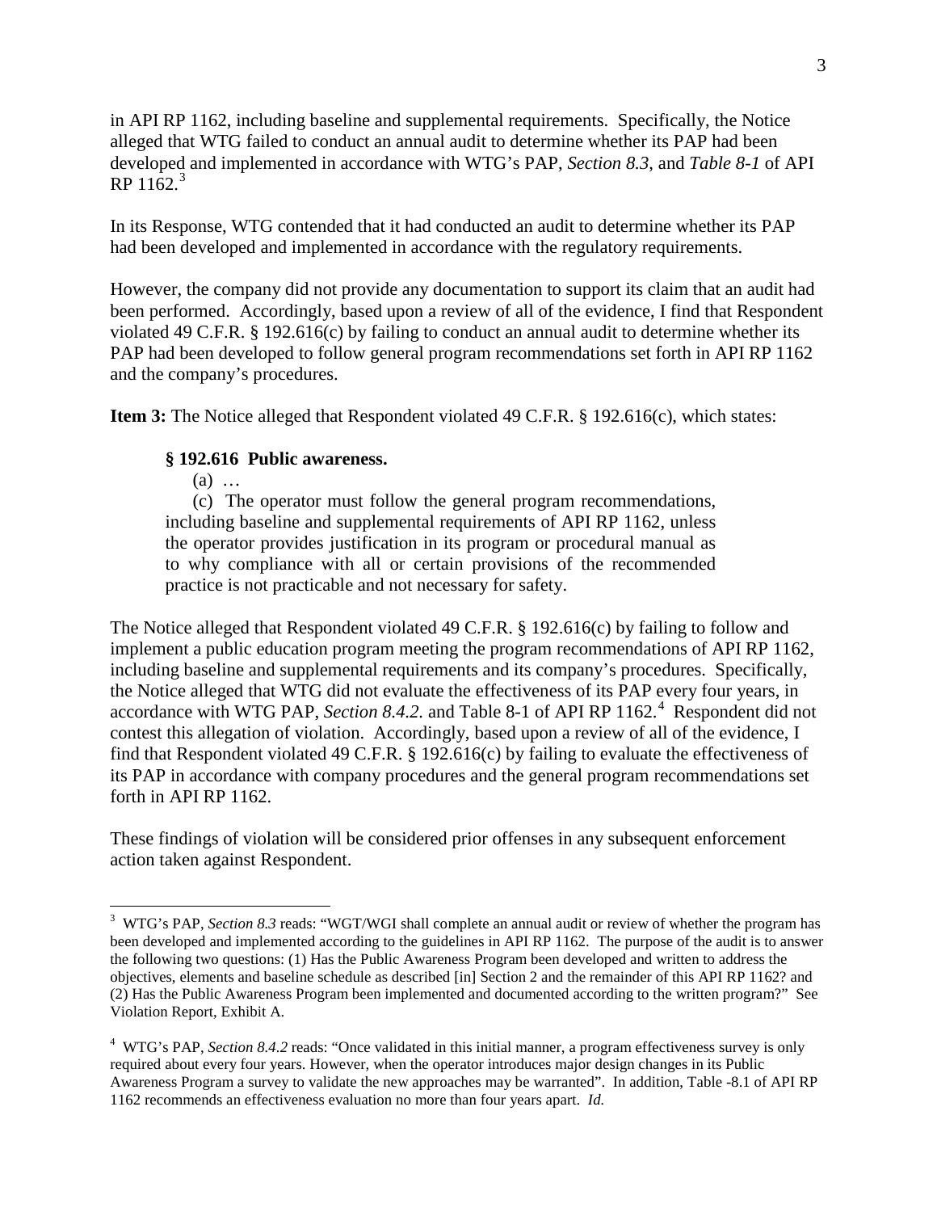in API RP 1162, including baseline and supplemental requirements. Specifically, the Notice alleged that WTG failed to conduct an annual audit to determine whether its PAP had been developed and implemented in accordance with WTG's PAP, *Section 8.3*, and *Table 8-1* of API RP 1162.[3]

In its Response, WTG contended that it had conducted an audit to determine whether its PAP had been developed and implemented in accordance with the regulatory requirements.

However, the company did not provide any documentation to support its claim that an audit had been performed. Accordingly, based upon a review of all of the evidence, I find that Respondent violated 49 C.F.R. § 192.616(c) by failing to conduct an annual audit to determine whether its PAP had been developed to follow general program recommendations set forth in API RP 1162 and the company's procedures.

**Item 3:** The Notice alleged that Respondent violated 49 C.F.R. § 192.616(c), which states:

> **§ 192.616 Public awareness.**
>
> (a) …
>
> (c) The operator must follow the general program recommendations, including baseline and supplemental requirements of API RP 1162, unless the operator provides justification in its program or procedural manual as to why compliance with all or certain provisions of the recommended practice is not practicable and not necessary for safety.

The Notice alleged that Respondent violated 49 C.F.R. § 192.616(c) by failing to follow and implement a public education program meeting the program recommendations of API RP 1162, including baseline and supplemental requirements and its company's procedures. Specifically, the Notice alleged that WTG did not evaluate the effectiveness of its PAP every four years, in accordance with WTG PAP, *Section 8.4.2.* and Table 8-1 of API RP 1162.[4] Respondent did not contest this allegation of violation. Accordingly, based upon a review of all of the evidence, I find that Respondent violated 49 C.F.R. § 192.616(c) by failing to evaluate the effectiveness of its PAP in accordance with company procedures and the general program recommendations set forth in API RP 1162.

These findings of violation will be considered prior offenses in any subsequent enforcement action taken against Respondent.

---

[3] WTG's PAP, *Section 8.3* reads: "WGT/WGI shall complete an annual audit or review of whether the program has been developed and implemented according to the guidelines in API RP 1162. The purpose of the audit is to answer the following two questions: (1) Has the Public Awareness Program been developed and written to address the objectives, elements and baseline schedule as described [in] Section 2 and the remainder of this API RP 1162? and (2) Has the Public Awareness Program been implemented and documented according to the written program?" See Violation Report, Exhibit A.

[4] WTG's PAP, *Section 8.4.2* reads: "Once validated in this initial manner, a program effectiveness survey is only required about every four years. However, when the operator introduces major design changes in its Public Awareness Program a survey to validate the new approaches may be warranted". In addition, Table -8.1 of API RP 1162 recommends an effectiveness evaluation no more than four years apart. *Id.*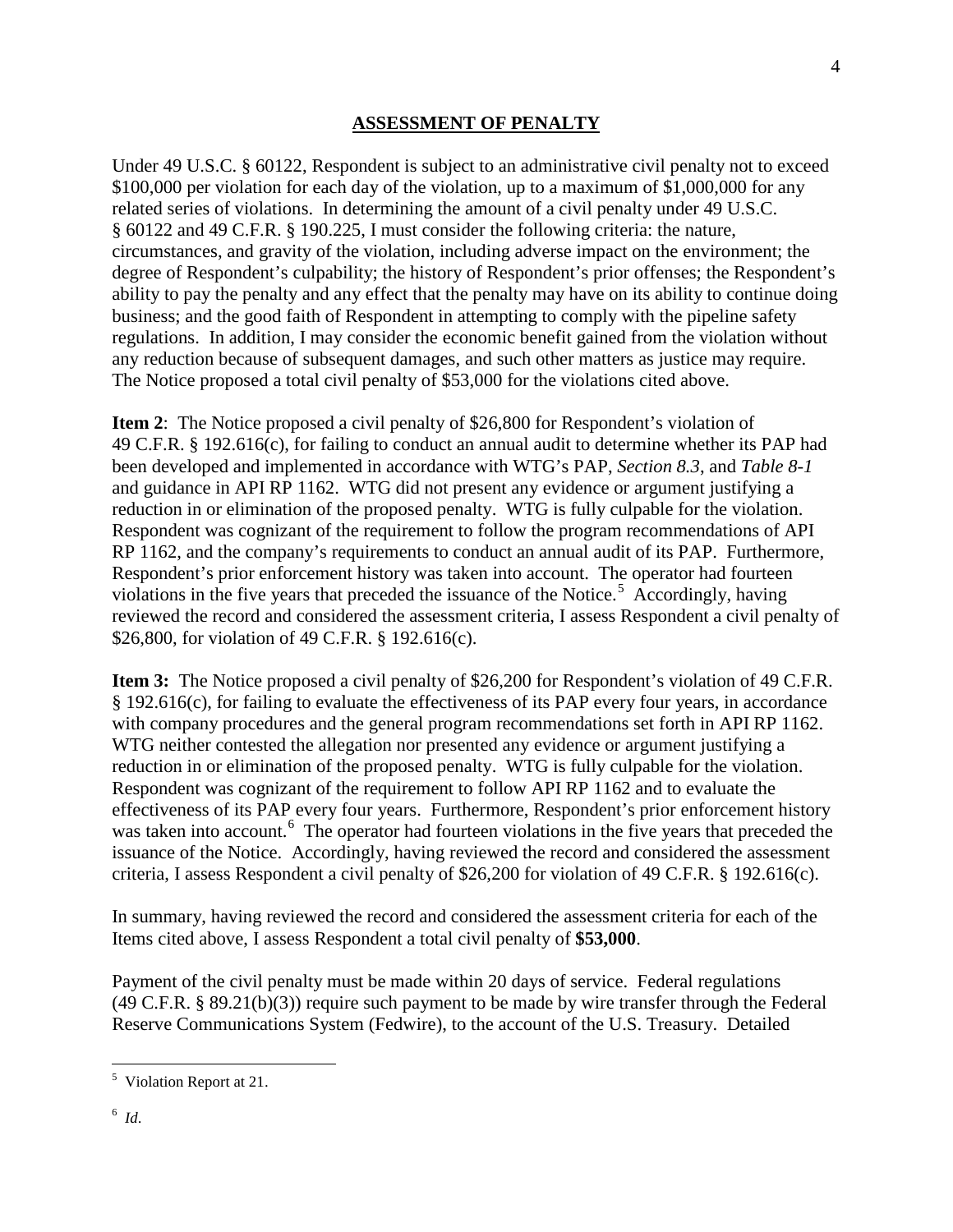## ASSESSMENT OF PENALTY

Under 49 U.S.C. § 60122, Respondent is subject to an administrative civil penalty not to exceed $100,000 per violation for each day of the violation, up to a maximum of $1,000,000 for any related series of violations. In determining the amount of a civil penalty under 49 U.S.C. § 60122 and 49 C.F.R. § 190.225, I must consider the following criteria: the nature, circumstances, and gravity of the violation, including adverse impact on the environment; the degree of Respondent's culpability; the history of Respondent's prior offenses; the Respondent's ability to pay the penalty and any effect that the penalty may have on its ability to continue doing business; and the good faith of Respondent in attempting to comply with the pipeline safety regulations. In addition, I may consider the economic benefit gained from the violation without any reduction because of subsequent damages, and such other matters as justice may require. The Notice proposed a total civil penalty of $53,000 for the violations cited above.

**Item 2**: The Notice proposed a civil penalty of $26,800 for Respondent's violation of 49 C.F.R. § 192.616(c), for failing to conduct an annual audit to determine whether its PAP had been developed and implemented in accordance with WTG's PAP, *Section 8.3*, and *Table 8-1* and guidance in API RP 1162. WTG did not present any evidence or argument justifying a reduction in or elimination of the proposed penalty. WTG is fully culpable for the violation. Respondent was cognizant of the requirement to follow the program recommendations of API RP 1162, and the company's requirements to conduct an annual audit of its PAP. Furthermore, Respondent's prior enforcement history was taken into account. The operator had fourteen violations in the five years that preceded the issuance of the Notice.[5] Accordingly, having reviewed the record and considered the assessment criteria, I assess Respondent a civil penalty of $26,800, for violation of 49 C.F.R. § 192.616(c).

**Item 3:** The Notice proposed a civil penalty of $26,200 for Respondent's violation of 49 C.F.R. § 192.616(c), for failing to evaluate the effectiveness of its PAP every four years, in accordance with company procedures and the general program recommendations set forth in API RP 1162. WTG neither contested the allegation nor presented any evidence or argument justifying a reduction in or elimination of the proposed penalty. WTG is fully culpable for the violation. Respondent was cognizant of the requirement to follow API RP 1162 and to evaluate the effectiveness of its PAP every four years. Furthermore, Respondent's prior enforcement history was taken into account.[6] The operator had fourteen violations in the five years that preceded the issuance of the Notice. Accordingly, having reviewed the record and considered the assessment criteria, I assess Respondent a civil penalty of $26,200 for violation of 49 C.F.R. § 192.616(c).

In summary, having reviewed the record and considered the assessment criteria for each of the Items cited above, I assess Respondent a total civil penalty of **$53,000**.

Payment of the civil penalty must be made within 20 days of service. Federal regulations (49 C.F.R. § 89.21(b)(3)) require such payment to be made by wire transfer through the Federal Reserve Communications System (Fedwire), to the account of the U.S. Treasury. Detailed

---

[5] Violation Report at 21.

[6] *Id*.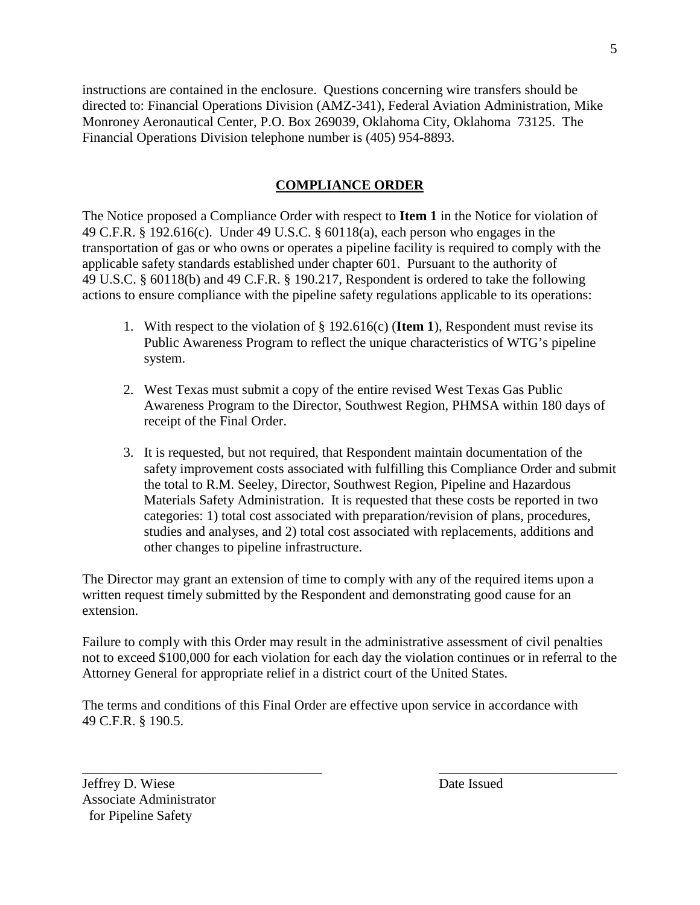instructions are contained in the enclosure. Questions concerning wire transfers should be directed to: Financial Operations Division (AMZ-341), Federal Aviation Administration, Mike Monroney Aeronautical Center, P.O. Box 269039, Oklahoma City, Oklahoma 73125. The Financial Operations Division telephone number is (405) 954-8893.

## COMPLIANCE ORDER

The Notice proposed a Compliance Order with respect to **Item 1** in the Notice for violation of 49 C.F.R. § 192.616(c). Under 49 U.S.C. § 60118(a), each person who engages in the transportation of gas or who owns or operates a pipeline facility is required to comply with the applicable safety standards established under chapter 601. Pursuant to the authority of 49 U.S.C. § 60118(b) and 49 C.F.R. § 190.217, Respondent is ordered to take the following actions to ensure compliance with the pipeline safety regulations applicable to its operations:

1. With respect to the violation of § 192.616(c) (**Item 1**), Respondent must revise its Public Awareness Program to reflect the unique characteristics of WTG's pipeline system.

2. West Texas must submit a copy of the entire revised West Texas Gas Public Awareness Program to the Director, Southwest Region, PHMSA within 180 days of receipt of the Final Order.

3. It is requested, but not required, that Respondent maintain documentation of the safety improvement costs associated with fulfilling this Compliance Order and submit the total to R.M. Seeley, Director, Southwest Region, Pipeline and Hazardous Materials Safety Administration. It is requested that these costs be reported in two categories: 1) total cost associated with preparation/revision of plans, procedures, studies and analyses, and 2) total cost associated with replacements, additions and other changes to pipeline infrastructure.

The Director may grant an extension of time to comply with any of the required items upon a written request timely submitted by the Respondent and demonstrating good cause for an extension.

Failure to comply with this Order may result in the administrative assessment of civil penalties not to exceed $100,000 for each violation for each day the violation continues or in referral to the Attorney General for appropriate relief in a district court of the United States.

The terms and conditions of this Final Order are effective upon service in accordance with 49 C.F.R. § 190.5.

\_\_\_\_\_\_\_\_\_\_\_\_\_\_\_\_\_\_\_\_\_\_\_\_\_\_\_\_\_\_\_\_\_\_\_ \_\_\_\_\_\_\_\_\_\_\_\_\_\_\_\_\_\_\_\_\_\_\_\_\_\_

Jeffrey D. Wiese
Associate Administrator
for Pipeline Safety

Date Issued